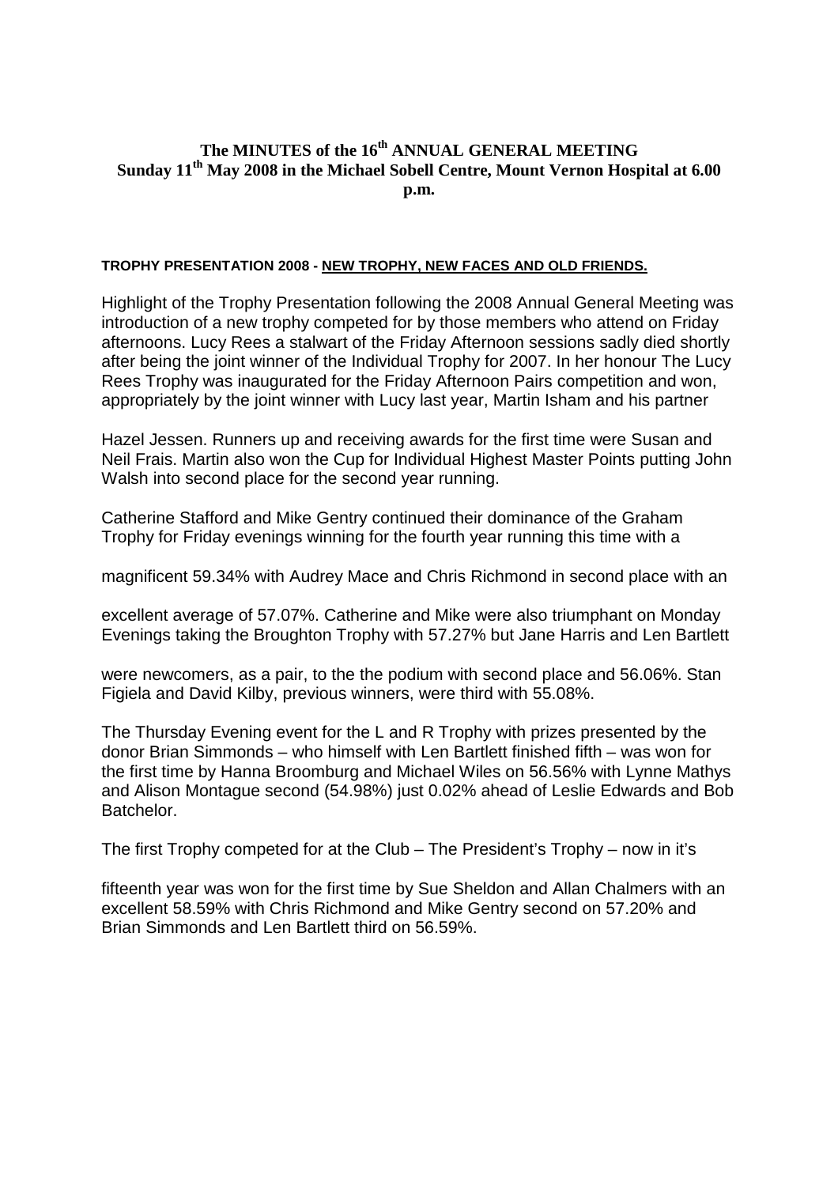# The MINUTES of the 16th ANNUAL GENERAL MEETING
## Sunday 11th May 2008 in the Michael Sobell Centre, Mount Vernon Hospital at 6.00 p.m.

**TROPHY PRESENTATION 2008 - NEW TROPHY, NEW FACES AND OLD FRIENDS.**

Highlight of the Trophy Presentation following the 2008 Annual General Meeting was introduction of a new trophy competed for by those members who attend on Friday afternoons. Lucy Rees a stalwart of the Friday Afternoon sessions sadly died shortly after being the joint winner of the Individual Trophy for 2007. In her honour The Lucy Rees Trophy was inaugurated for the Friday Afternoon Pairs competition and won, appropriately by the joint winner with Lucy last year, Martin Isham and his partner

Hazel Jessen. Runners up and receiving awards for the first time were Susan and Neil Frais. Martin also won the Cup for Individual Highest Master Points putting John Walsh into second place for the second year running.

Catherine Stafford and Mike Gentry continued their dominance of the Graham Trophy for Friday evenings winning for the fourth year running this time with a

magnificent 59.34% with Audrey Mace and Chris Richmond in second place with an

excellent average of 57.07%. Catherine and Mike were also triumphant on Monday Evenings taking the Broughton Trophy with 57.27% but Jane Harris and Len Bartlett

were newcomers, as a pair, to the the podium with second place and 56.06%. Stan Figiela and David Kilby, previous winners, were third with 55.08%.

The Thursday Evening event for the L and R Trophy with prizes presented by the donor Brian Simmonds – who himself with Len Bartlett finished fifth – was won for the first time by Hanna Broomburg and Michael Wiles on 56.56% with Lynne Mathys and Alison Montague second (54.98%) just 0.02% ahead of Leslie Edwards and Bob Batchelor.

The first Trophy competed for at the Club – The President's Trophy – now in it's

fifteenth year was won for the first time by Sue Sheldon and Allan Chalmers with an excellent 58.59% with Chris Richmond and Mike Gentry second on 57.20% and Brian Simmonds and Len Bartlett third on 56.59%.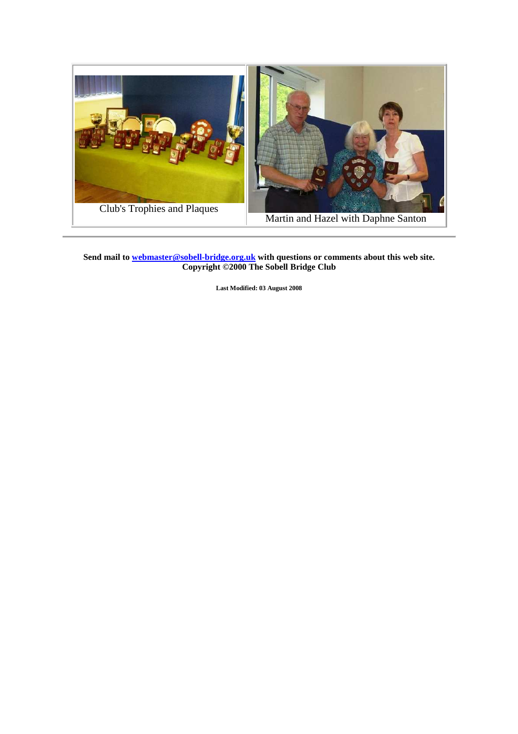| | |
|---|---|
| Club's Trophies and Plaques | Martin and Hazel with Daphne Santon |

---

**Send mail to [webmaster@sobell-bridge.org.uk](mailto:webmaster@sobell-bridge.org.uk) with questions or comments about this web site.**
**Copyright ©2000 The Sobell Bridge Club**

**Last Modified: 03 August 2008**